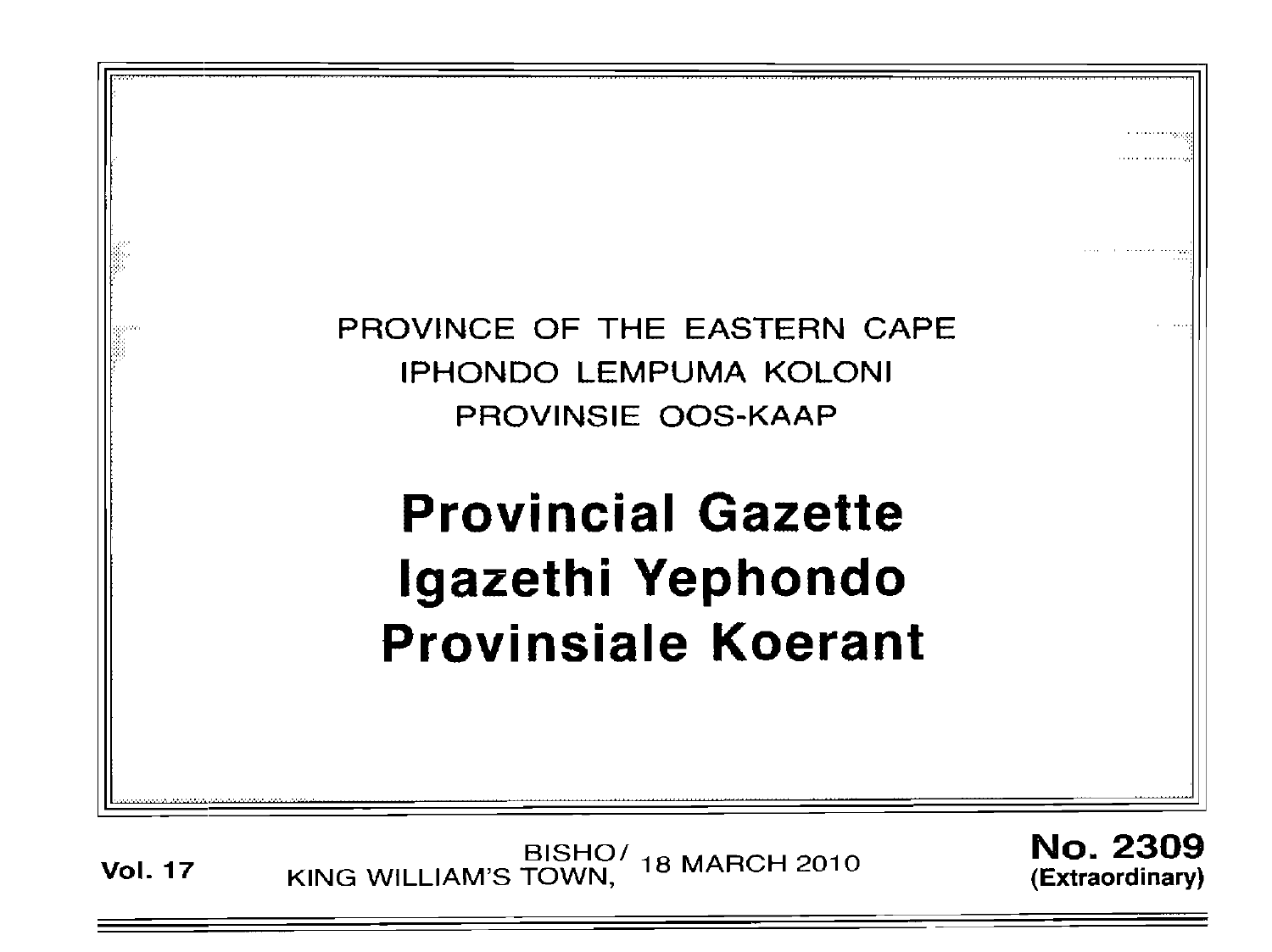PROVINCE OF THE EASTERN CAPE
IPHONDO LEMPUMA KOLONI
PROVINSIE OOS-KAAP

# Provincial Gazette
# Igazethi Yephondo
# Provinsiale Koerant

**Vol. 17** BISHO/ KING WILLIAM'S TOWN, 18 MARCH 2010 **No. 2309 (Extraordinary)**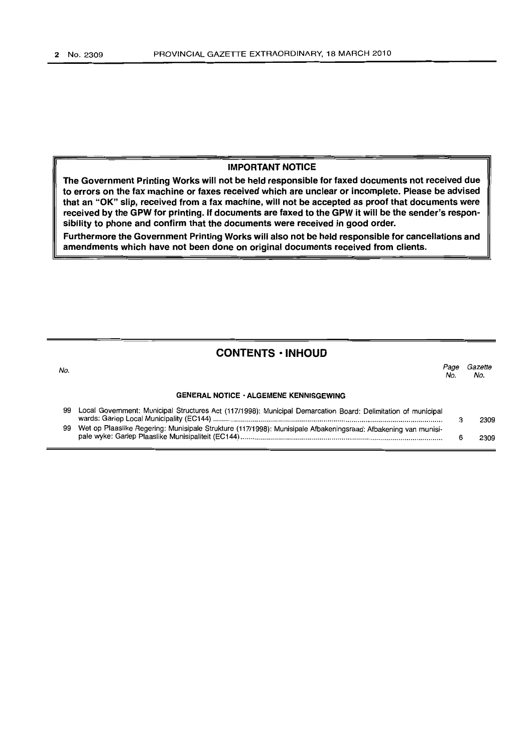**IMPORTANT NOTICE**

**The Government Printing Works will not be held responsible for faxed documents not received due to errors on the fax machine or faxes received which are unclear or incomplete. Please be advised that an "OK" slip, received from a fax machine, will not be accepted as proof that documents were received by the GPW for printing. If documents are faxed to the GPW it will be the sender's responsibility to phone and confirm that the documents were received in good order.**

**Furthermore the Government Printing Works will also not be held responsible for cancellations and amendments which have not been done on original documents received from clients.**

## CONTENTS · INHOUD

| No. | | Page No. | Gazette No. |
|---|---|---|---|
| | **GENERAL NOTICE · ALGEMENE KENNISGEWING** | | |
| 99 | Local Government: Municipal Structures Act (117/1998): Municipal Demarcation Board: Delimitation of municipal wards: Gariep Local Municipality (EC144) | 3 | 2309 |
| 99 | Wet op Plaaslike Regering: Munisipale Strukture (117/1998): Munisipale Afbakeningsraad: Afbakening van munisipale wyke: Gariep Plaaslike Munisipaliteit (EC144) | 6 | 2309 |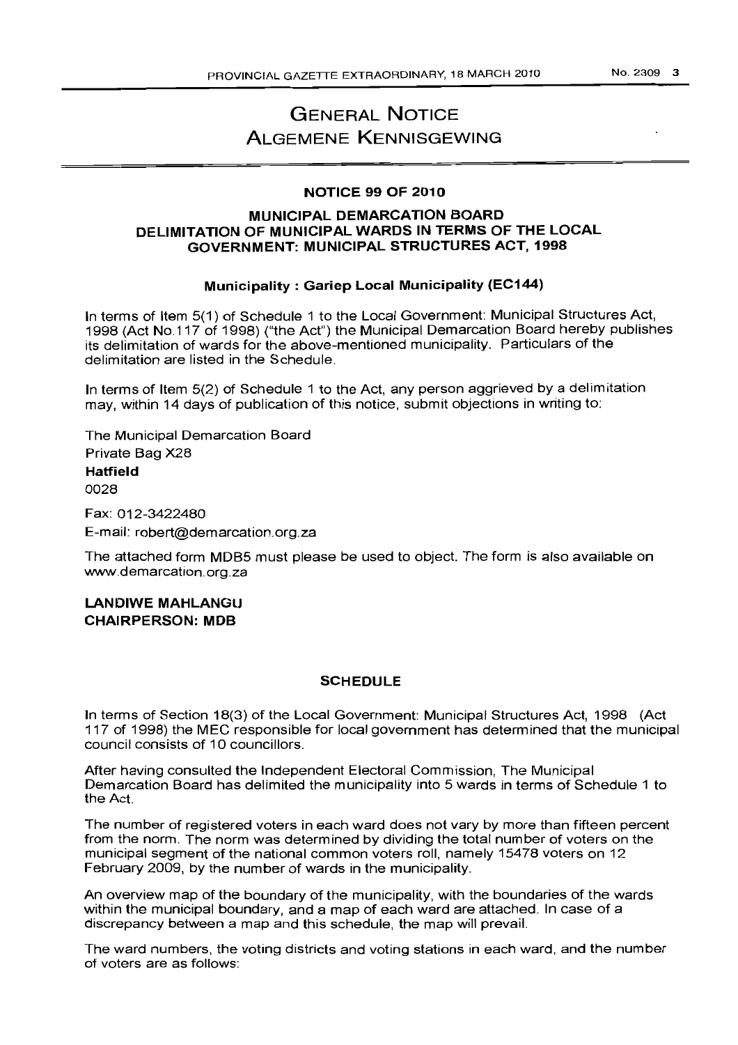# GENERAL NOTICE
# ALGEMENE KENNISGEWING

## NOTICE 99 OF 2010

### MUNICIPAL DEMARCATION BOARD
### DELIMITATION OF MUNICIPAL WARDS IN TERMS OF THE LOCAL GOVERNMENT: MUNICIPAL STRUCTURES ACT, 1998

#### Municipality : Gariep Local Municipality (EC144)

In terms of Item 5(1) of Schedule 1 to the Local Government: Municipal Structures Act, 1998 (Act No.117 of 1998) ("the Act") the Municipal Demarcation Board hereby publishes its delimitation of wards for the above-mentioned municipality. Particulars of the delimitation are listed in the Schedule.

In terms of Item 5(2) of Schedule 1 to the Act, any person aggrieved by a delimitation may, within 14 days of publication of this notice, submit objections in writing to:

The Municipal Demarcation Board
Private Bag X28
**Hatfield**
0028

Fax: 012-3422480
E-mail: robert@demarcation.org.za

The attached form MDB5 must please be used to object. The form is also available on www.demarcation.org.za

**LANDIWE MAHLANGU**
**CHAIRPERSON: MDB**

### SCHEDULE

In terms of Section 18(3) of the Local Government: Municipal Structures Act, 1998 (Act 117 of 1998) the MEC responsible for local government has determined that the municipal council consists of 10 councillors.

After having consulted the Independent Electoral Commission, The Municipal Demarcation Board has delimited the municipality into 5 wards in terms of Schedule 1 to the Act.

The number of registered voters in each ward does not vary by more than fifteen percent from the norm. The norm was determined by dividing the total number of voters on the municipal segment of the national common voters roll, namely 15478 voters on 12 February 2009, by the number of wards in the municipality.

An overview map of the boundary of the municipality, with the boundaries of the wards within the municipal boundary, and a map of each ward are attached. In case of a discrepancy between a map and this schedule, the map will prevail.

The ward numbers, the voting districts and voting stations in each ward, and the number of voters are as follows: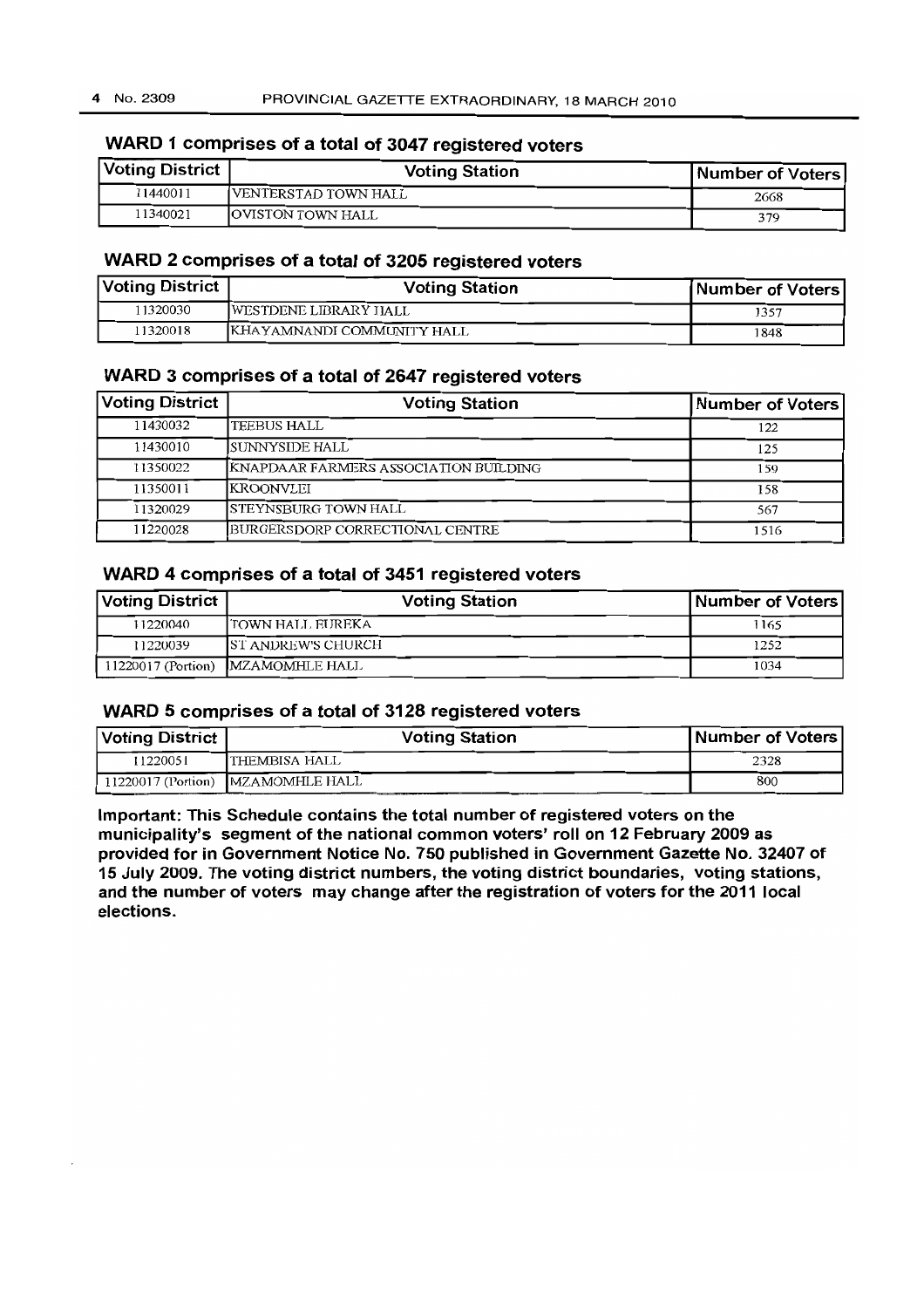## WARD 1 comprises of a total of 3047 registered voters

| Voting District | Voting Station | Number of Voters |
|---|---|---|
| 11440011 | VENTERSTAD TOWN HALL | 2668 |
| 11340021 | OVISTON TOWN HALL | 379 |

## WARD 2 comprises of a total of 3205 registered voters

| Voting District | Voting Station | Number of Voters |
|---|---|---|
| 11320030 | WESTDENE LIBRARY HALL | 1357 |
| 11320018 | KHAYAMNANDI COMMUNITY HALL | 1848 |

## WARD 3 comprises of a total of 2647 registered voters

| Voting District | Voting Station | Number of Voters |
|---|---|---|
| 11430032 | TEEBUS HALL | 122 |
| 11430010 | SUNNYSIDE HALL | 125 |
| 11350022 | KNAPDAAR FARMERS ASSOCIATION BUILDING | 159 |
| 11350011 | KROONVLEI | 158 |
| 11320029 | STEYNSBURG TOWN HALL | 567 |
| 11220028 | BURGERSDORP CORRECTIONAL CENTRE | 1516 |

## WARD 4 comprises of a total of 3451 registered voters

| Voting District | Voting Station | Number of Voters |
|---|---|---|
| 11220040 | TOWN HALL EUREKA | 1165 |
| 11220039 | ST ANDREW'S CHURCH | 1252 |
| 11220017 (Portion) | MZAMOMHLE HALL | 1034 |

## WARD 5 comprises of a total of 3128 registered voters

| Voting District | Voting Station | Number of Voters |
|---|---|---|
| 11220051 | THEMBISA HALL | 2328 |
| 11220017 (Portion) | MZAMOMHLE HALL | 800 |

**Important: This Schedule contains the total number of registered voters on the municipality's segment of the national common voters' roll on 12 February 2009 as provided for in Government Notice No. 750 published in Government Gazette No. 32407 of 15 July 2009. The voting district numbers, the voting district boundaries, voting stations, and the number of voters may change after the registration of voters for the 2011 local elections.**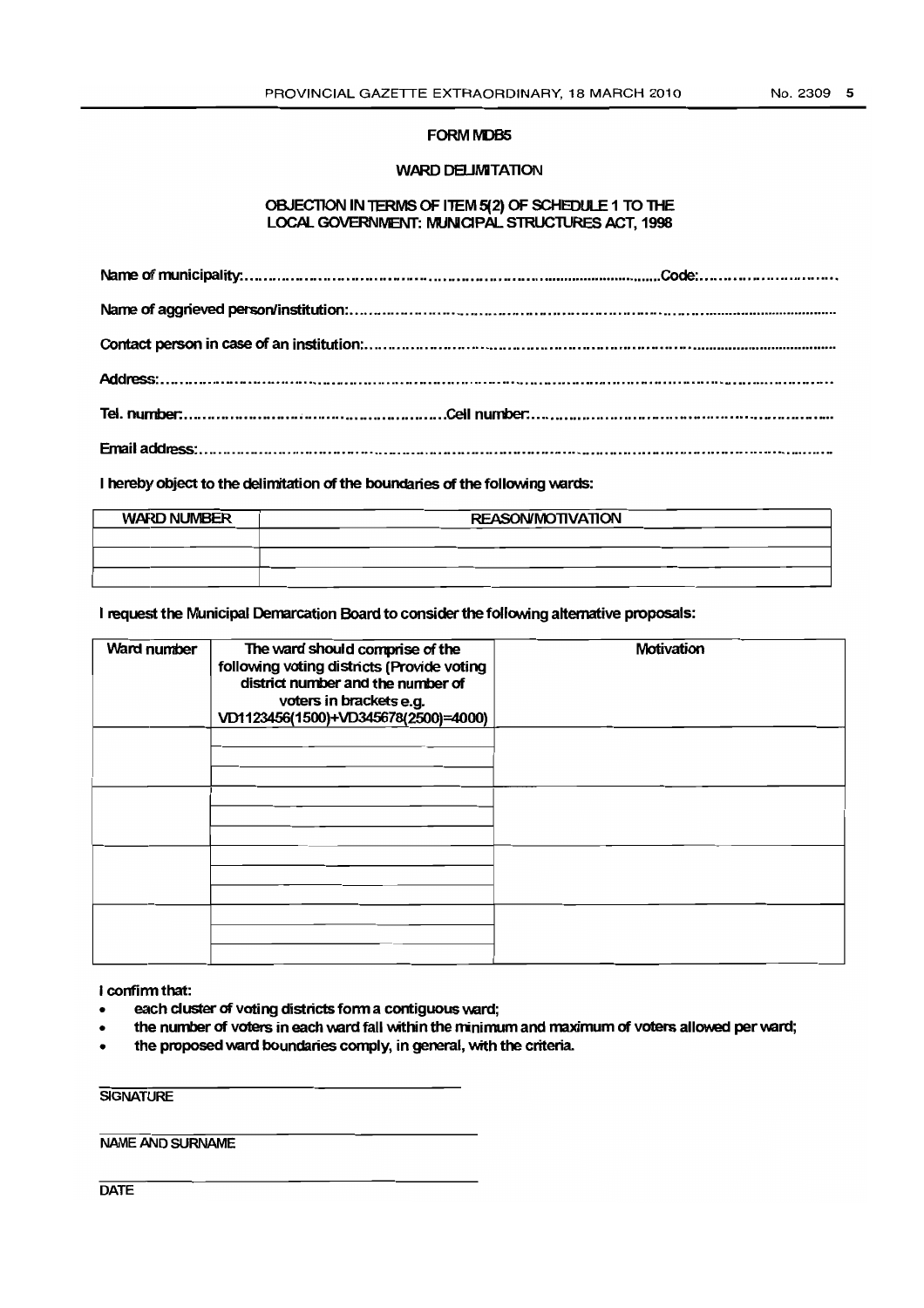## FORM MDB5

### WARD DELIMITATION

### OBJECTION IN TERMS OF ITEM 5(2) OF SCHEDULE 1 TO THE LOCAL GOVERNMENT: MUNICIPAL STRUCTURES ACT, 1998

Name of municipality:.......................................................................................Code:..............................

Name of aggrieved person/institution:.......................................................................................................

Contact person in case of an institution:.....................................................................................................

Address:.......................................................................................................................................

Tel. number:......................................................Cell number:.....................................................

Email address:.................................................................................................................................

I hereby object to the delimitation of the boundaries of the following wards:

| WARD NUMBER | REASON/MOTIVATION |
|---|---|
| | |
| | |
| | |

I request the Municipal Demarcation Board to consider the following alternative proposals:

| Ward number | The ward should comprise of the following voting districts (Provide voting district number and the number of voters in brackets e.g. VD1123456(1500)+VD345678(2500)=4000) | Motivation |
|---|---|---|
| | | |
| | | |
| | | |
| | | |
| | | |
| | | |
| | | |
| | | |
| | | |
| | | |
| | | |
| | | |

I confirm that:

- each cluster of voting districts form a contiguous ward;
- the number of voters in each ward fall within the minimum and maximum of voters allowed per ward;
- the proposed ward boundaries comply, in general, with the criteria.

______________________________
SIGNATURE

______________________________
NAME AND SURNAME

______________________________
DATE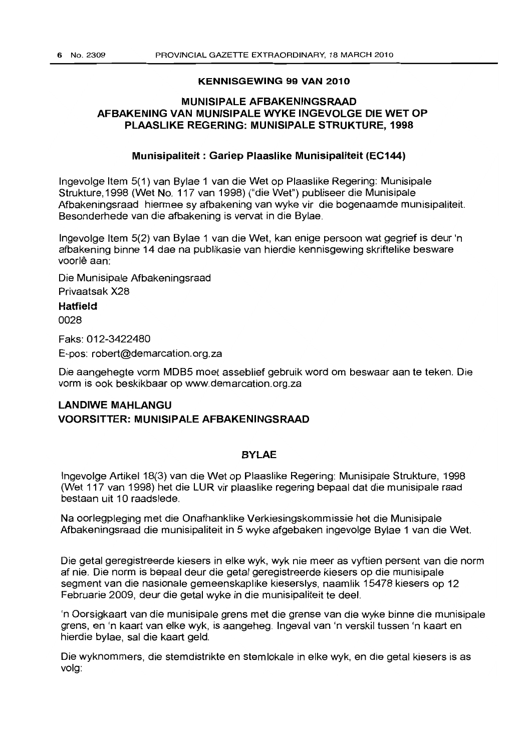## KENNISGEWING 99 VAN 2010

## MUNISIPALE AFBAKENINGSRAAD
## AFBAKENING VAN MUNISIPALE WYKE INGEVOLGE DIE WET OP PLAASLIKE REGERING: MUNISIPALE STRUKTURE, 1998

### Munisipaliteit : Gariep Plaaslike Munisipaliteit (EC144)

Ingevolge Item 5(1) van Bylae 1 van die Wet op Plaaslike Regering: Munisipale Strukture, 1998 (Wet No. 117 van 1998) ("die Wet") publiseer die Munisipale Afbakeningsraad hiermee sy afbakening van wyke vir die bogenaamde munisipaliteit. Besonderhede van die afbakening is vervat in die Bylae.

Ingevolge Item 5(2) van Bylae 1 van die Wet, kan enige persoon wat gegrief is deur 'n afbakening binne 14 dae na publikasie van hierdie kennisgewing skriftelike besware voorlê aan:

Die Munisipale Afbakeningsraad
Privaatsak X28
**Hatfield**
0028

Faks: 012-3422480

E-pos: robert@demarcation.org.za

Die aangehegte vorm MDB5 moet asseblief gebruik word om beswaar aan te teken. Die vorm is ook beskikbaar op www.demarcation.org.za

**LANDIWE MAHLANGU**
**VOORSITTER: MUNISIPALE AFBAKENINGSRAAD**

### BYLAE

Ingevolge Artikel 18(3) van die Wet op Plaaslike Regering: Munisipale Strukture, 1998 (Wet 117 van 1998) het die LUR vir plaaslike regering bepaal dat die munisipale raad bestaan uit 10 raadslede.

Na oorlegpleging met die Onafhanklike Verkiesingskommissie het die Munisipale Afbakeningsraad die munisipaliteit in 5 wyke afgebaken ingevolge Bylae 1 van die Wet.

Die getal geregistreerde kiesers in elke wyk, wyk nie meer as vyftien persent van die norm af nie. Die norm is bepaal deur die getal geregistreerde kiesers op die munisipale segment van die nasionale gemeenskaplike kieserslys, naamlik 15478 kiesers op 12 Februarie 2009, deur die getal wyke in die munisipaliteit te deel.

'n Oorsigkaart van die munisipale grens met die grense van die wyke binne die munisipale grens, en 'n kaart van elke wyk, is aangeheg. Ingeval van 'n verskil tussen 'n kaart en hierdie bylae, sal die kaart geld.

Die wyknommers, die stemdistrikte en stemlokale in elke wyk, en die getal kiesers is as volg: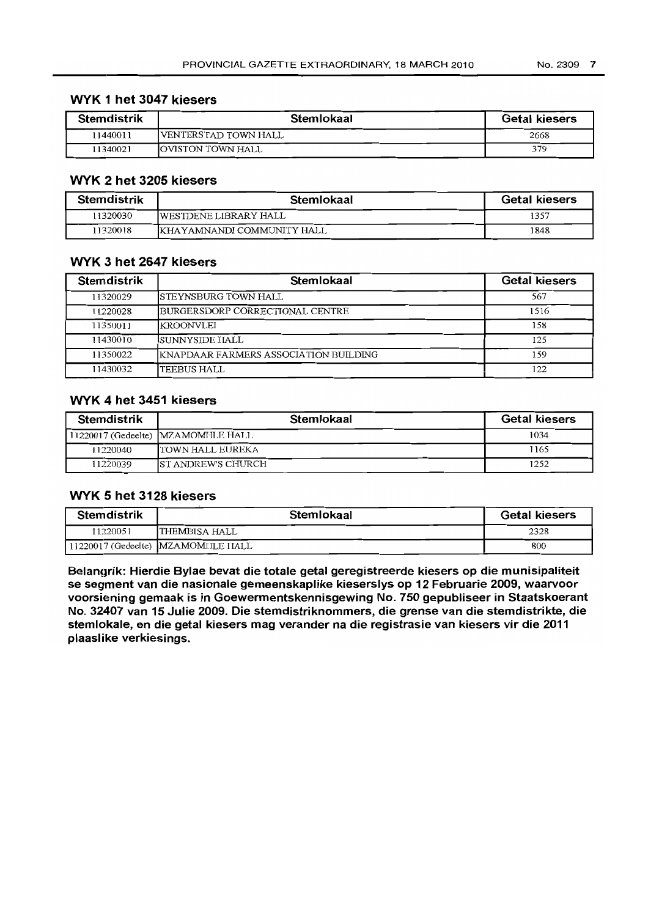## WYK 1 het 3047 kiesers

| Stemdistrik | Stemlokaal | Getal kiesers |
|---|---|---|
| 11440011 | VENTERSTAD TOWN HALL | 2668 |
| 11340021 | OVISTON TOWN HALL | 379 |

## WYK 2 het 3205 kiesers

| Stemdistrik | Stemlokaal | Getal kiesers |
|---|---|---|
| 11320030 | WESTDENE LIBRARY HALL | 1357 |
| 11320018 | KHAYAMNANDI COMMUNITY HALL | 1848 |

## WYK 3 het 2647 kiesers

| Stemdistrik | Stemlokaal | Getal kiesers |
|---|---|---|
| 11320029 | STEYNSBURG TOWN HALL | 567 |
| 11220028 | BURGERSDORP CORRECTIONAL CENTRE | 1516 |
| 11350011 | KROONVLEI | 158 |
| 11430010 | SUNNYSIDE HALL | 125 |
| 11350022 | KNAPDAAR FARMERS ASSOCIATION BUILDING | 159 |
| 11430032 | TEEBUS HALL | 122 |

## WYK 4 het 3451 kiesers

| Stemdistrik | Stemlokaal | Getal kiesers |
|---|---|---|
| 11220017 (Gedeelte) | MZAMOMHLE HALL | 1034 |
| 11220040 | TOWN HALL EUREKA | 1165 |
| 11220039 | ST ANDREW'S CHURCH | 1252 |

## WYK 5 het 3128 kiesers

| Stemdistrik | Stemlokaal | Getal kiesers |
|---|---|---|
| 11220051 | THEMBISA HALL | 2328 |
| 11220017 (Gedeelte) | MZAMOMHLE HALL | 800 |

**Belangrik: Hierdie Bylae bevat die totale getal geregistreerde kiesers op die munisipaliteit se segment van die nasionale gemeenskaplike kieserslys op 12 Februarie 2009, waarvoor voorsiening gemaak is in Goewermentskennisgewing No. 750 gepubliseer in Staatskoerant No. 32407 van 15 Julie 2009. Die stemdistriknommers, die grense van die stemdistrikte, die stemlokale, en die getal kiesers mag verander na die registrasie van kiesers vir die 2011 plaaslike verkiesings.**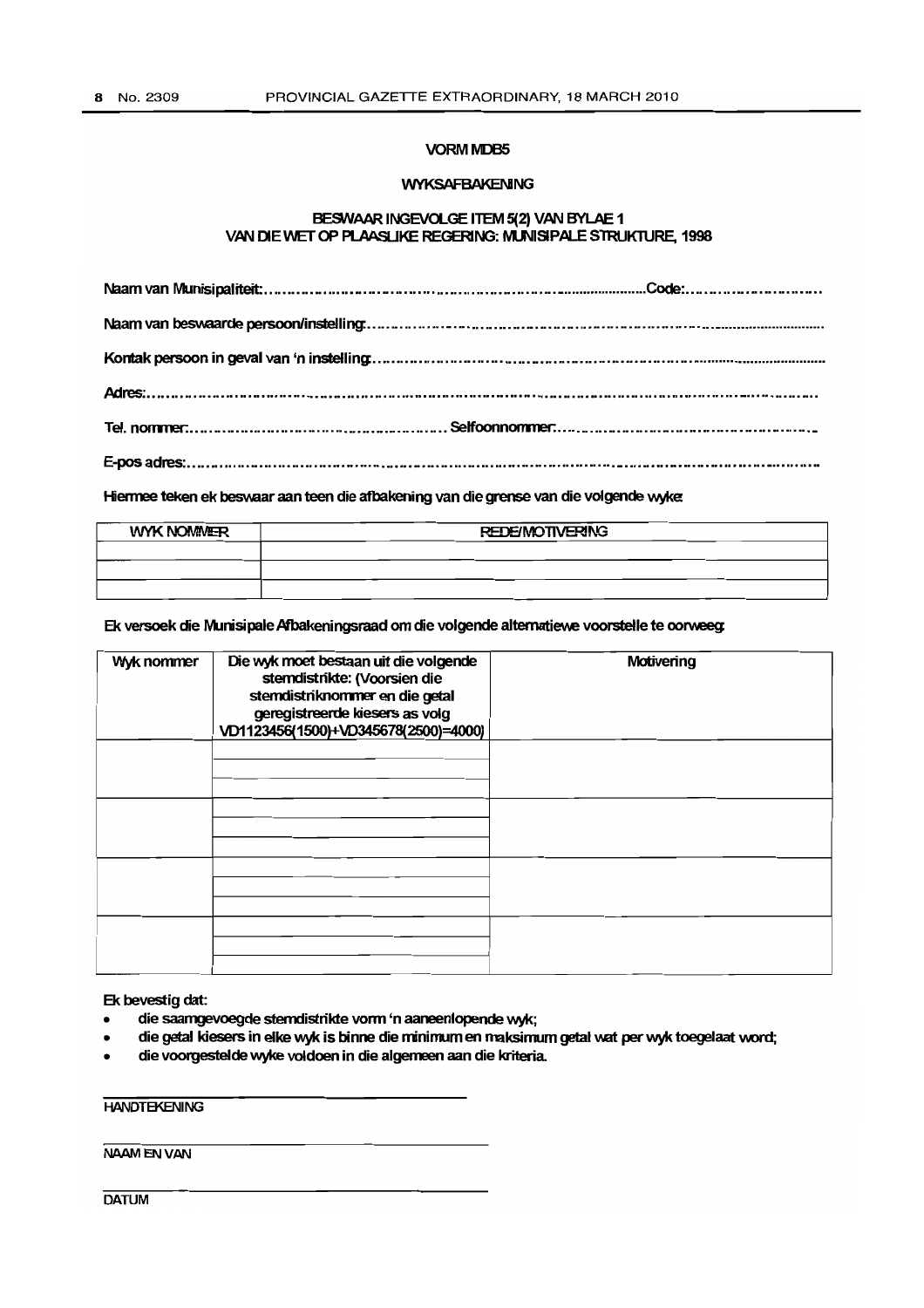## VORM MDB5

## WYKSAFBAKENING

### BESWAAR INGEVOLGE ITEM 5(2) VAN BYLAE 1 VAN DIE WET OP PLAASLIKE REGERING: MUNISIPALE STRUKTURE, 1998

Naam van Munisipaliteit:.......................................................................................Code:..............................

Naam van beswaarde persoon/instelling:.........................................................................................................

Kontak persoon in geval van 'n instelling:.........................................................................................................

Adres:.......................................................................................................................................................

Tel. nommer:.................................................................. Selfoonnommer:.....................................................

E-pos adres:...............................................................................................................................................

Hiermee teken ek beswaar aan teen die afbakening van die grense van die volgende wyke:

| WYK NOMMER | REDE/MOTIVERING |
|---|---|
| | |
| | |
| | |

Ek versoek die Munisipale Afbakeningsraad om die volgende alternatiewe voorstelle te oorweeg:

| Wyk nommer | Die wyk moet bestaan uit die volgende stemdistrikte: (Voorsien die stemdistriknommer en die getal geregistreerde kiesers as volg VD1123456(1500)+VD345678(2500)=4000) | Motivering |
|---|---|---|
| | | |
| | | |
| | | |
| | | |
| | | |
| | | |
| | | |
| | | |
| | | |
| | | |
| | | |
| | | |

Ek bevestig dat:

- die saamgevoegde stemdistrikte vorm 'n aaneenlopende wyk;
- die getal kiesers in elke wyk is binne die minimum en maksimum getal wat per wyk toegelaat word;
- die voorgestelde wyke voldoen in die algemeen aan die kriteria.

______________________________
HANDTEKENING

______________________________
NAAM EN VAN

______________________________
DATUM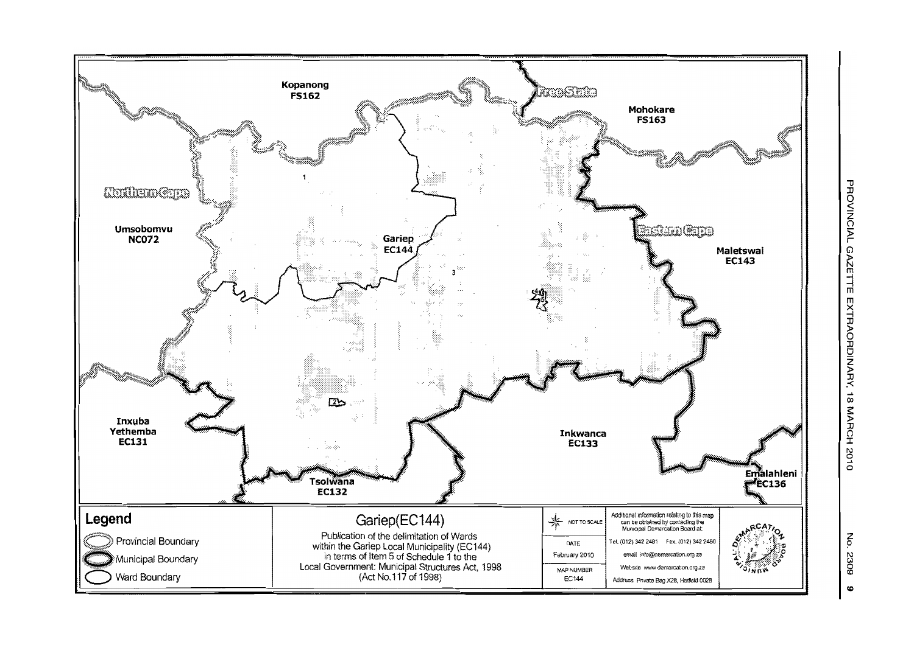Kopanong
FS162

Free State

Mohokare
FS163

Northern Cape

Umsobomvu
NC072

Gariep
EC144

Eastern Cape

Maletswai
EC143

Inxuba
Yethemba
EC131

Inkwanca
EC133

Tsolwana
EC132

Emalahleni
EC136

## Legend

- Provincial Boundary
- Municipal Boundary
- Ward Boundary

## Gariep(EC144)

Publication of the delimitation of Wards within the Gariep Local Municipality (EC144) in terms of Item 5 of Schedule 1 to the Local Government: Municipal Structures Act, 1998 (Act No.117 of 1998)

NOT TO SCALE

DATE
February 2010

MAP NUMBER
EC144

Additional information relating to this map can be obtained by contacting the Municipal Demarcation Board at:

Tel. (012) 342 2481 Fax. (012) 342 2480

email info@demarcation.org.za

Website www.demarcation.org.za

Address Private Bag X28, Hatfield 0028

MUNICIPAL DEMARCATION BOARD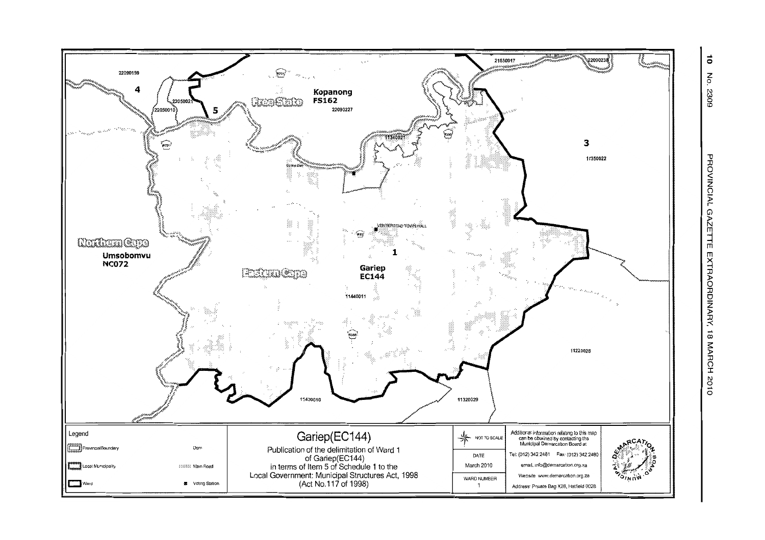4

22090159

22050021

22050010

5

Free State

Kopanong
**FS162**

22090227

21650017

22090238

3

11350022

11340021

Gariep Dam

VENTERSTAD TOWN HALL

Northern Cape

Umsobomvu
**NC072**

Eastern Cape

1

Gariep
**EC144**

11440011

11220028

11430010

11320029

| Legend | |
|---|---|
| Provincial Boundary | Dam |
| Local Municipality | Main Road |
| Ward | Voting Station |

## Gariep(EC144)

Publication of the delimitation of Ward 1 of Gariep(EC144) in terms of Item 5 of Schedule 1 to the Local Government: Municipal Structures Act, 1998 (Act No.117 of 1998)

NOT TO SCALE

DATE
March 2010

WARD NUMBER
1

Additional information relating to this map can be obtained by contacting the Municipal Demarcation Board at

Tel: (012) 342 2481 Fax: (012) 342 2480

email: info@demarcation.org.za

Website: www.demarcation.org.za

Address: Private Bag X28, Hatfield 0028

MUNICIPAL DEMARCATION BOARD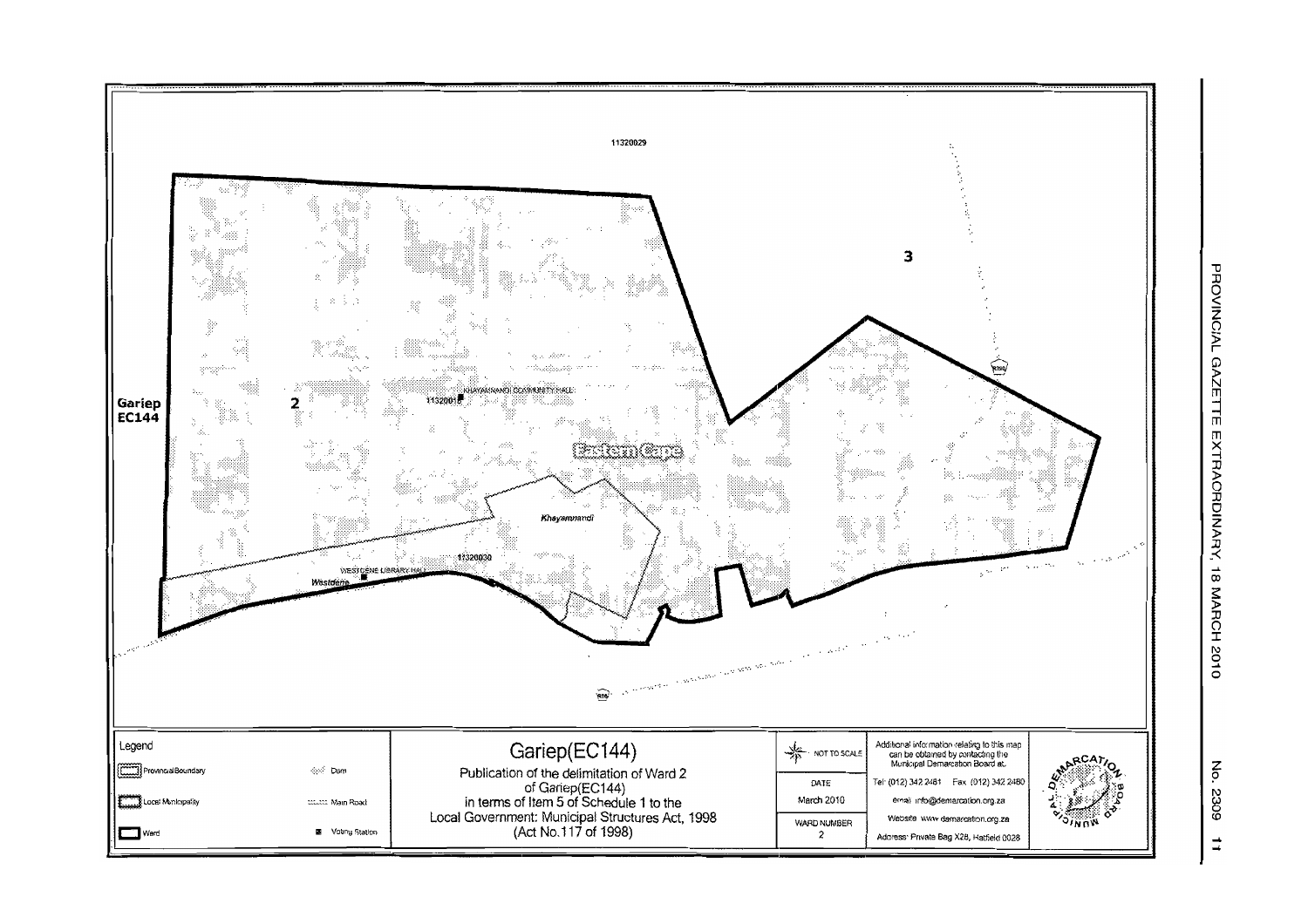11320029

3

Gariep
EC144

2

KHAYAMNANDI COMMUNITY HALL
11320018

Eastern Cape

Khayamnandi

11320030

WESTDENE LIBRARY HALL
Westdene

Legend

| | | | |
|---|---|---|---|
| Provincial Boundary | Dam | | |
| Local Municipality | Main Road | | |
| Ward | Voting Station | | |

# Gariep(EC144)

Publication of the delimitation of Ward 2
of Gariep(EC144)
in terms of Item 5 of Schedule 1 to the
Local Government: Municipal Structures Act, 1998
(Act No.117 of 1998)

NOT TO SCALE

| DATE |
|---|
| March 2010 |
| WARD NUMBER |
| 2 |

Additional information relating to this map can be obtained by contacting the Municipal Demarcation Board at:

Tel: (012) 342 2481 Fax: (012) 342 2480

email: info@demarcation.org.za

Website: www.demarcation.org.za

Address: Private Bag X28, Hatfield 0028

MUNICIPAL DEMARCATION BOARD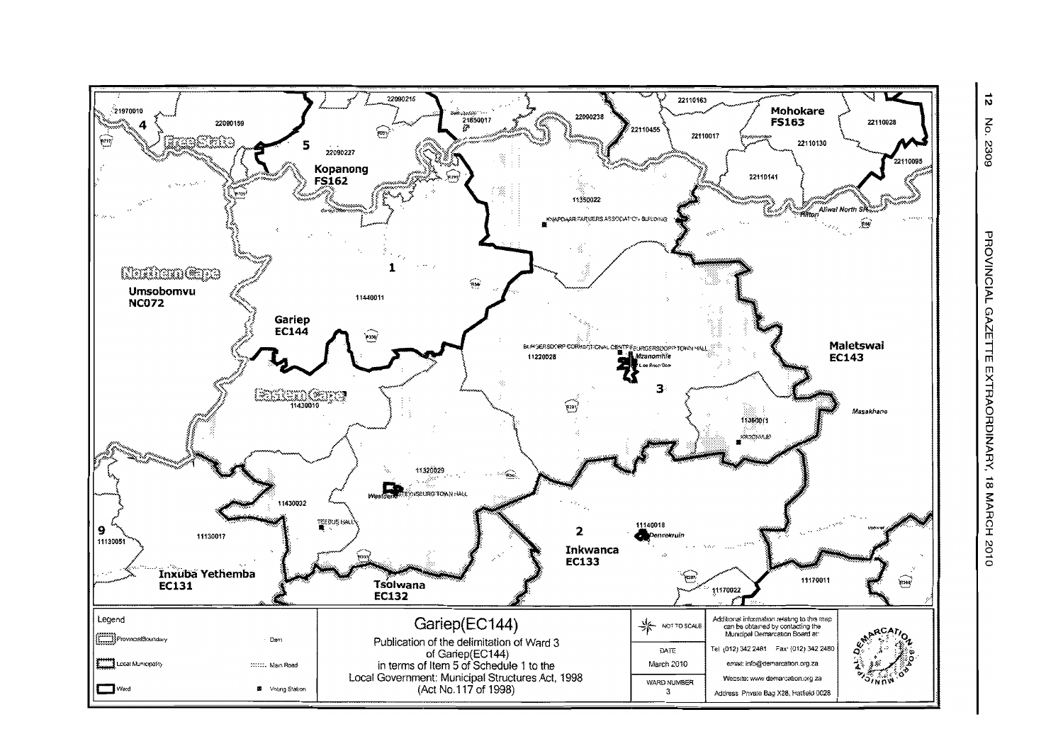Northern Cape

Umsobomvu
NC072

Free State

Kopanong
FS162

Mohokare
FS163

Gariep
EC144

Eastern Cape

Maletswai
EC143

Inkwanca
EC133

Tsolwana
EC132

Inxuba Yethemba
EC131

1 2 3 4 5 9

21970010 22080159 22090215 21850017 22090227 22090238 22110455 22110163 22110017 22110130 22110028 22110095 22110141 11350022 11440011 11430010 11220028 11350011 11320029 11430032 11130017 11130051 11140018 11170022 11170011

KNAPDAAR FARMERS ASSOCIATION BUILDING

BURGERSDORP CORRECTIONAL CENTRE

BURGERSDORP TOWN HALL

Mzamomhle

STEYNSBURG TOWN HALL

TEEBUS HALL

KROONVLEI

Venterstad

Bethulie

Aliwal North

Hilton

Masakhane

Molteno

Westdene

Dennekruin

| Legend | | Gariep(EC144) | NOT TO SCALE | Additional information relating to this map can be obtained by contacting the Municipal Demarcation Board at: |
|---|---|---|---|---|
| ProvincialBoundary | Dam | Publication of the delimitation of Ward 3 of Gariep(EC144) in terms of Item 5 of Schedule 1 to the Local Government: Municipal Structures Act, 1998 (Act No.117 of 1998) | DATE: March 2010 | Tel: (012) 342 2481 Fax: (012) 342 2480 |
| Local Municipality | Main Road | | | email: info@demarcation.org.za |
| Ward | Voting Station | | WARD NUMBER: 3 | Website: www.demarcation.org.za |
| | | | | Address: Private Bag X28, Hatfield 0028 |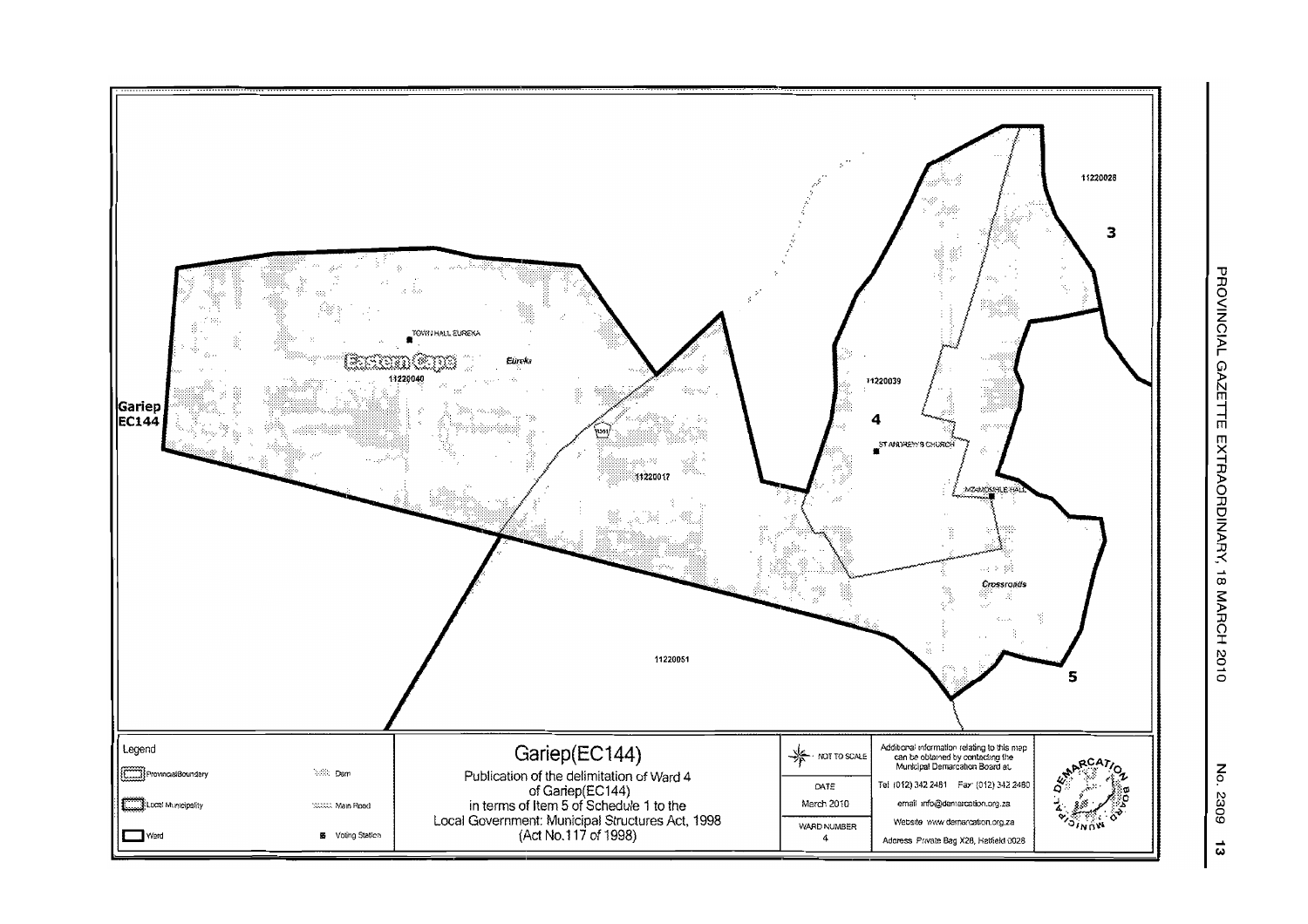TOWN HALL EUREKA

Eastern Cape

Eureka

11220040

Gariep
EC144

11220017

11220039

4

ST ANDREW'S CHURCH

MZAMOMHLE HALL

11220028

3

Crossroads

11220051

5

Legend

ProvincialBoundary

Local Municipality

Ward

Dam

Main Road

Voting Station

# Gariep(EC144)

Publication of the delimitation of Ward 4 of Gariep(EC144) in terms of Item 5 of Schedule 1 to the Local Government: Municipal Structures Act, 1998 (Act No.117 of 1998)

NOT TO SCALE

DATE
March 2010

WARD NUMBER
4

Additional information relating to this map can be obtained by contacting the Municipal Demarcation Board at:

Tel (012) 342 2481 Fax (012) 342 2480

email info@demarcation.org.za

Website www.demarcation.org.za

Address Private Bag X28, Hatfield 0028

MUNICIPAL DEMARCATION BOARD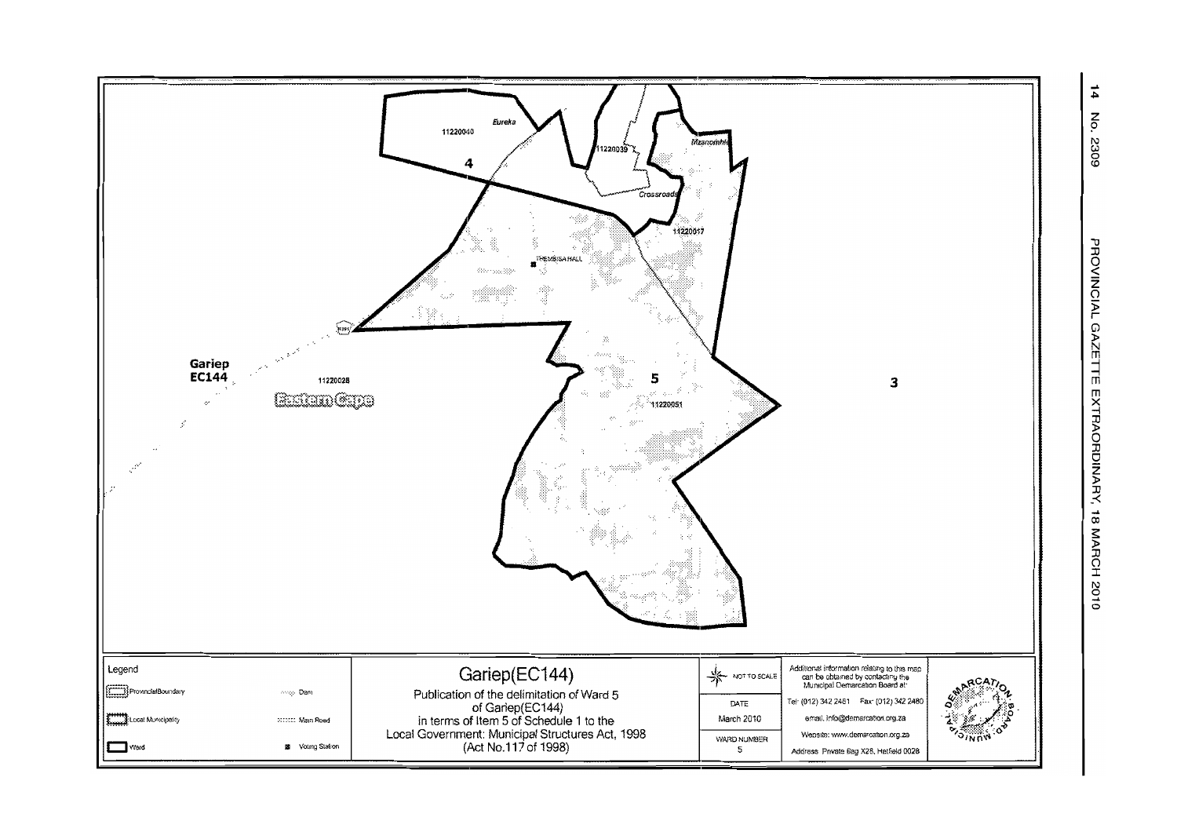Gariep
EC144

11220028

Eastern Cape

11220040

Eureka

4

11220039

Mzamomhle

Crossroads

11220017

THEMBISA HALL

5

11220051

3

Legend

ProvincialBoundary

Local Municipality

Ward

Dam

Main Road

Voting Station

# Gariep(EC144)

Publication of the delimitation of Ward 5
of Gariep(EC144)
in terms of Item 5 of Schedule 1 to the
Local Government: Municipal Structures Act, 1998
(Act No.117 of 1998)

NOT TO SCALE

| | |
|---|---|
| DATE | March 2010 |
| WARD NUMBER | 5 |

Additional information relating to this map can be obtained by contacting the Municipal Demarcation Board at:

Tel: (012) 342 2481 Fax: (012) 342 2480

email: info@demarcation.org.za

Website: www.demarcation.org.za

Address: Private Bag X28, Hatfield 0028

MUNICIPAL DEMARCATION BOARD